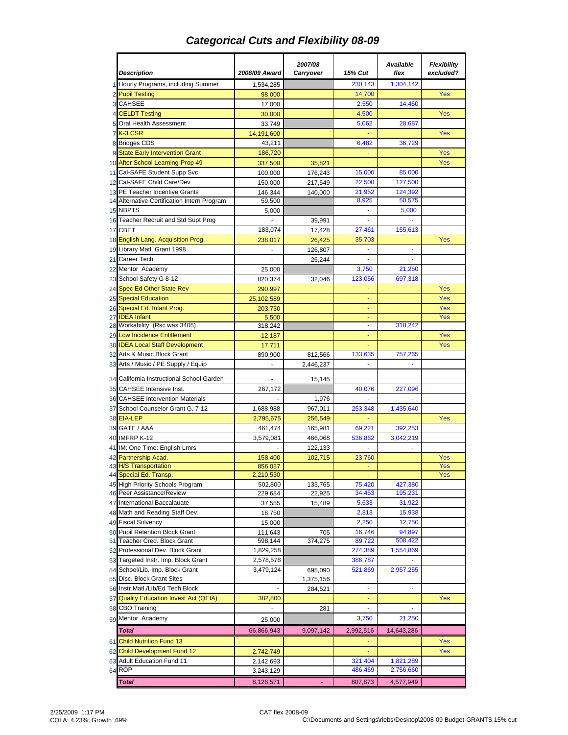# Categorical Cuts and Flexibility 08-09

| # | Description | 2008/09 Award | 2007/08 Carryover | 15% Cut | Available flex | Flexibility excluded? |
|---|---|---|---|---|---|---|
| 1 | Hourly Programs, including Summer | 1,534,285 | | 230,143 | 1,304,142 | |
| 2 | Pupil Testing | 98,000 | | 14,700 | | Yes |
| 3 | CAHSEE | 17,000 | | 2,550 | 14,450 | |
| 4 | CELDT Testing | 30,000 | | 4,500 | | Yes |
| 5 | Oral Health Assessment | 33,749 | | 5,062 | 28,687 | |
| 7 | K-3 CSR | 14,191,600 | | - | | Yes |
| 8 | Bridges CDS | 43,211 | | 6,482 | 36,729 | |
| 9 | State Early Intervention Grant | 186,720 | | - | | Yes |
| 10 | After School Learning-Prop 49 | 337,500 | 35,821 | - | | Yes |
| 11 | Cal-SAFE Student Supp Svc | 100,000 | 176,243 | 15,000 | 85,000 | |
| 12 | Cal-SAFE Child Care/Dev | 150,000 | 217,549 | 22,500 | 127,500 | |
| 13 | PE Teacher Incentive Grants | 146,344 | 140,000 | 21,952 | 124,392 | |
| 14 | Alternative Certification Intern Program | 59,500 | | 8,925 | 50,575 | |
| 15 | NBPTS | 5,000 | | - | 5,000 | |
| 16 | Teacher Recruit and Std Supt Prog | - | 39,991 | - | - | |
| 17 | CBET | 183,074 | 17,428 | 27,461 | 155,613 | |
| 18 | English Lang. Acquisition Prog. | 238,017 | 26,425 | 35,703 | | Yes |
| 19 | Library Matl. Grant 1998 | - | 126,807 | - | - | |
| 21 | Career Tech | - | 26,244 | - | - | |
| 22 | Mentor Academy | 25,000 | | 3,750 | 21,250 | |
| 23 | School Safety G 8-12 | 820,374 | 32,046 | 123,056 | 697,318 | |
| 24 | Spec Ed Other State Rev | 290,997 | | - | | Yes |
| 25 | Special Education | 25,102,589 | | - | | Yes |
| 26 | Special Ed. Infant Prog. | 203,730 | | - | | Yes |
| 27 | IDEA Infant | 5,500 | | - | | Yes |
| 28 | Workability (Rsc was 3405) | 318,242 | | - | 318,242 | |
| 29 | Low Incidence Entitlement | 12,187 | | - | | Yes |
| 30 | IDEA Local Staff Development | 17,711 | | - | | Yes |
| 32 | Arts & Music Block Grant | 890,900 | 812,566 | 133,635 | 757,265 | |
| 33 | Arts / Music / PE Supply / Equip | - | 2,446,237 | - | - | |
| 34 | California Instructional School Garden | - | 15,145 | - | - | |
| 35 | CAHSEE Intensive Inst. | 267,172 | | 40,076 | 227,096 | |
| 36 | CAHSEE Intervention Materials | - | 1,976 | - | - | |
| 37 | School Counselor Grant G. 7-12 | 1,688,988 | 967,011 | 253,348 | 1,435,640 | |
| 38 | EIA-LEP | 2,795,675 | 256,549 | - | | Yes |
| 39 | GATE / AAA | 461,474 | 165,981 | 69,221 | 392,253 | |
| 40 | IMFRP K-12 | 3,579,081 | 466,068 | 536,862 | 3,042,219 | |
| 41 | IM: One Time: English Lrnrs | - | 122,133 | - | - | |
| 42 | Partnership Acad. | 158,400 | 102,715 | 23,760 | | Yes |
| 43 | H/S Transportation | 856,057 | | - | | Yes |
| 44 | Special Ed. Transp. | 2,210,530 | | - | | Yes |
| 45 | High Priority Schools Program | 502,800 | 133,765 | 75,420 | 427,380 | |
| 46 | Peer Assistance/Review | 229,684 | 22,925 | 34,453 | 195,231 | |
| 47 | International Baccalauate | 37,555 | 15,489 | 5,633 | 31,922 | |
| 48 | Math and Reading Staff Dev. | 18,750 | | 2,813 | 15,938 | |
| 49 | Fiscal Solvency | 15,000 | | 2,250 | 12,750 | |
| 50 | Pupil Retention Block Grant | 111,643 | 705 | 16,746 | 94,897 | |
| 51 | Teacher Cred. Block Grant | 598,144 | 374,275 | 89,722 | 508,422 | |
| 52 | Professional Dev. Block Grant | 1,829,258 | | 274,389 | 1,554,869 | |
| 53 | Targeted Instr. Imp. Block Grant | 2,578,578 | | 386,787 | - | |
| 54 | School/Lib. Imp. Block Grant | 3,479,124 | 695,090 | 521,869 | 2,957,255 | |
| 55 | Disc. Block Grant Sites | - | 1,375,156 | - | - | |
| 56 | Instr.Matl./Lib/Ed Tech Block | - | 284,521 | - | - | |
| 57 | Quality Education Invest Act (QEIA) | 382,800 | | - | | Yes |
| 58 | CBO Training | - | 281 | - | - | |
| 59 | Mentor Academy | 25,000 | | 3,750 | 21,250 | |
| | ***Total*** | 66,866,943 | 9,097,142 | 2,992,516 | 14,643,286 | |
| 61 | Child Nutrition Fund 13 | | | - | | Yes |
| 62 | Child Development Fund 12 | 2,742,749 | | | | Yes |
| 63 | Adult Education Fund 11 | 2,142,693 | | 321,404 | 1,821,289 | |
| 64 | ROP | 3,243,129 | | 486,469 | 2,756,660 | |
| | ***Total*** | 8,128,571 | - | 807,873 | 4,577,949 | |

2/25/2009 1:17 PM
COLA: 4.23%; Growth .69%

CAT flex 2008-09
C:\Documents and Settings\rlebs\Desktop\2008-09 Budget-GRANTS 15% cut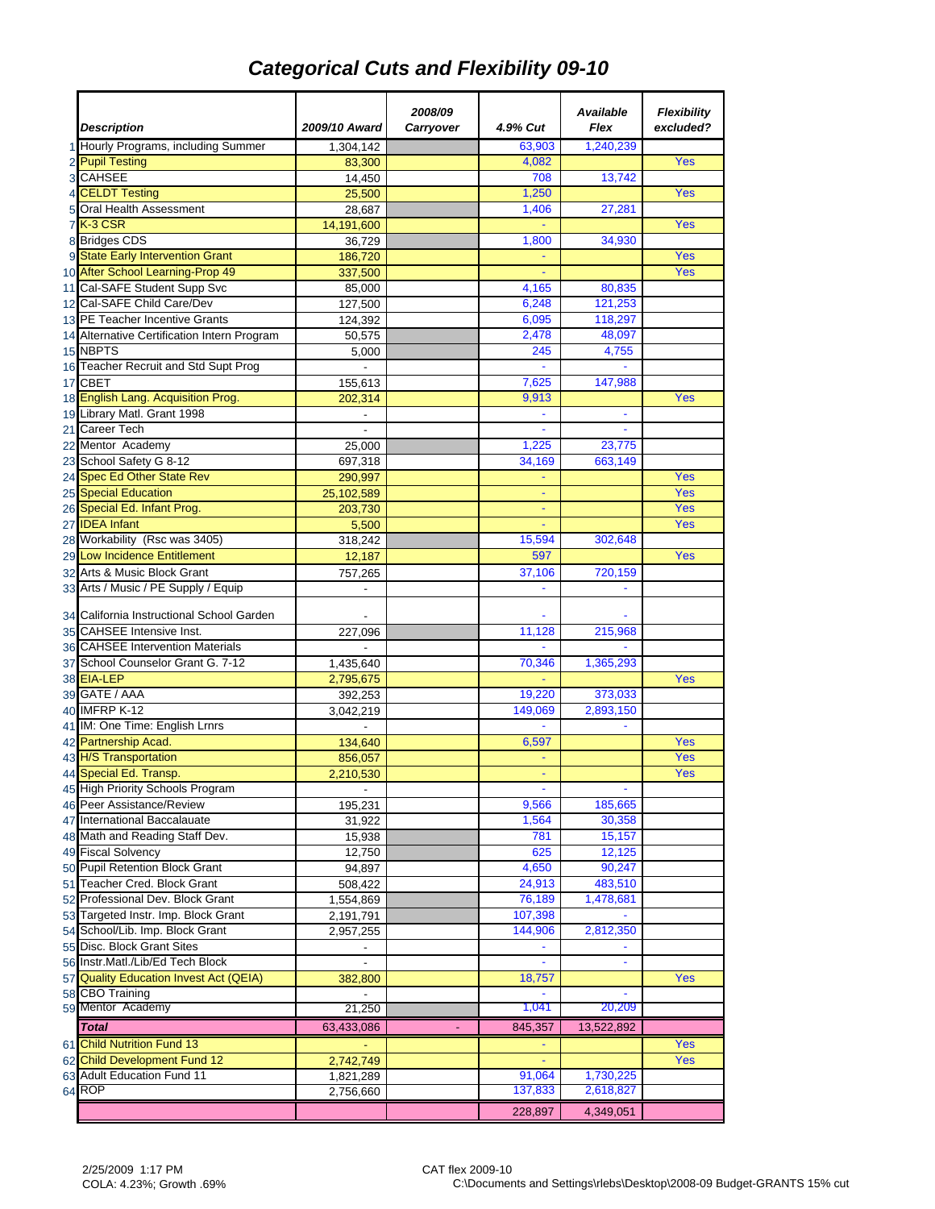# Categorical Cuts and Flexibility 09-10

| | Description | 2009/10 Award | 2008/09 Carryover | 4.9% Cut | Available Flex | Flexibility excluded? |
|---|---|---|---|---|---|---|
| 1 | Hourly Programs, including Summer | 1,304,142 | | 63,903 | 1,240,239 | |
| 2 | Pupil Testing | 83,300 | | 4,082 | | Yes |
| 3 | CAHSEE | 14,450 | | 708 | 13,742 | |
| 4 | CELDT Testing | 25,500 | | 1,250 | | Yes |
| 5 | Oral Health Assessment | 28,687 | | 1,406 | 27,281 | |
| 7 | K-3 CSR | 14,191,600 | | - | | Yes |
| 8 | Bridges CDS | 36,729 | | 1,800 | 34,930 | |
| 9 | State Early Intervention Grant | 186,720 | | - | | Yes |
| 10 | After School Learning-Prop 49 | 337,500 | | - | | Yes |
| 11 | Cal-SAFE Student Supp Svc | 85,000 | | 4,165 | 80,835 | |
| 12 | Cal-SAFE Child Care/Dev | 127,500 | | 6,248 | 121,253 | |
| 13 | PE Teacher Incentive Grants | 124,392 | | 6,095 | 118,297 | |
| 14 | Alternative Certification Intern Program | 50,575 | | 2,478 | 48,097 | |
| 15 | NBPTS | 5,000 | | 245 | 4,755 | |
| 16 | Teacher Recruit and Std Supt Prog | - | | - | - | |
| 17 | CBET | 155,613 | | 7,625 | 147,988 | |
| 18 | English Lang. Acquisition Prog. | 202,314 | | 9,913 | | Yes |
| 19 | Library Matl. Grant 1998 | - | | - | - | |
| 21 | Career Tech | - | | - | - | |
| 22 | Mentor Academy | 25,000 | | 1,225 | 23,775 | |
| 23 | School Safety G 8-12 | 697,318 | | 34,169 | 663,149 | |
| 24 | Spec Ed Other State Rev | 290,997 | | - | | Yes |
| 25 | Special Education | 25,102,589 | | - | | Yes |
| 26 | Special Ed. Infant Prog. | 203,730 | | - | | Yes |
| 27 | IDEA Infant | 5,500 | | - | | Yes |
| 28 | Workability (Rsc was 3405) | 318,242 | | 15,594 | 302,648 | |
| 29 | Low Incidence Entitlement | 12,187 | | 597 | | Yes |
| 32 | Arts & Music Block Grant | 757,265 | | 37,106 | 720,159 | |
| 33 | Arts / Music / PE Supply / Equip | - | | - | - | |
| 34 | California Instructional School Garden | - | | - | - | |
| 35 | CAHSEE Intensive Inst. | 227,096 | | 11,128 | 215,968 | |
| 36 | CAHSEE Intervention Materials | - | | - | - | |
| 37 | School Counselor Grant G. 7-12 | 1,435,640 | | 70,346 | 1,365,293 | |
| 38 | EIA-LEP | 2,795,675 | | - | | Yes |
| 39 | GATE / AAA | 392,253 | | 19,220 | 373,033 | |
| 40 | IMFRP K-12 | 3,042,219 | | 149,069 | 2,893,150 | |
| 41 | IM: One Time: English Lrnrs | - | | - | - | |
| 42 | Partnership Acad. | 134,640 | | 6,597 | | Yes |
| 43 | H/S Transportation | 856,057 | | - | | Yes |
| 44 | Special Ed. Transp. | 2,210,530 | | - | | Yes |
| 45 | High Priority Schools Program | - | | - | - | |
| 46 | Peer Assistance/Review | 195,231 | | 9,566 | 185,665 | |
| 47 | International Baccalauate | 31,922 | | 1,564 | 30,358 | |
| 48 | Math and Reading Staff Dev. | 15,938 | | 781 | 15,157 | |
| 49 | Fiscal Solvency | 12,750 | | 625 | 12,125 | |
| 50 | Pupil Retention Block Grant | 94,897 | | 4,650 | 90,247 | |
| 51 | Teacher Cred. Block Grant | 508,422 | | 24,913 | 483,510 | |
| 52 | Professional Dev. Block Grant | 1,554,869 | | 76,189 | 1,478,681 | |
| 53 | Targeted Instr. Imp. Block Grant | 2,191,791 | | 107,398 | - | |
| 54 | School/Lib. Imp. Block Grant | 2,957,255 | | 144,906 | 2,812,350 | |
| 55 | Disc. Block Grant Sites | - | | - | - | |
| 56 | Instr.Matl./Lib/Ed Tech Block | - | | - | - | |
| 57 | Quality Education Invest Act (QEIA) | 382,800 | | 18,757 | | Yes |
| 58 | CBO Training | - | | - | - | |
| 59 | Mentor Academy | 21,250 | | 1,041 | 20,209 | |
| | **Total** | 63,433,086 | - | 845,357 | 13,522,892 | |
| 61 | Child Nutrition Fund 13 | - | | - | | Yes |
| 62 | Child Development Fund 12 | 2,742,749 | | - | | Yes |
| 63 | Adult Education Fund 11 | 1,821,289 | | 91,064 | 1,730,225 | |
| 64 | ROP | 2,756,660 | | 137,833 | 2,618,827 | |
| | | | | 228,897 | 4,349,051 | |

2/25/2009 1:17 PM
COLA: 4.23%; Growth .69%

CAT flex 2009-10
C:\Documents and Settings\rlebs\Desktop\2008-09 Budget-GRANTS 15% cut